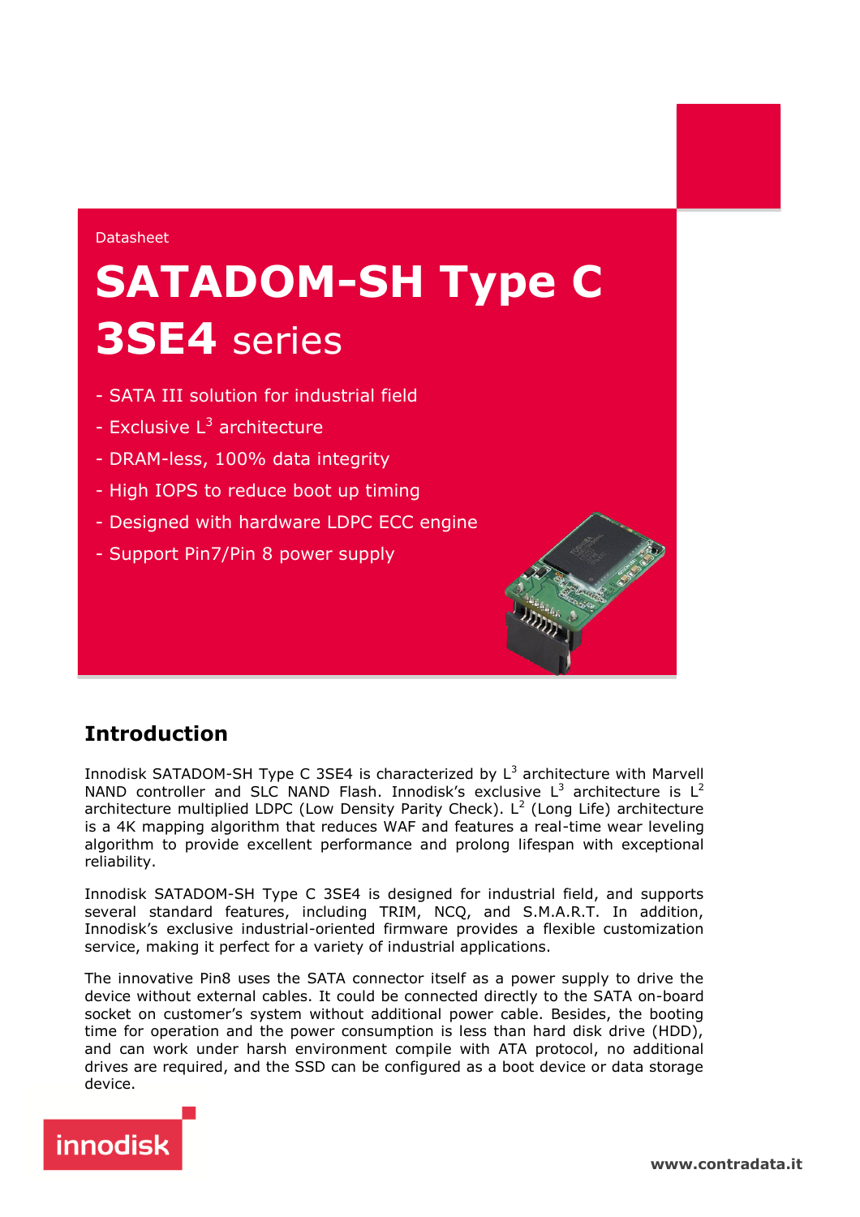Datasheet

# SATADOM-SH Type C 3SE4 series

- SATA III solution for industrial field
- Exclusive $L^3$ architecture
- DRAM-less, 100% data integrity
- High IOPS to reduce boot up timing
- Designed with hardware LDPC ECC engine
- Support Pin7/Pin 8 power supply

## Introduction

Innodisk SATADOM-SH Type C 3SE4 is characterized by $L^3$ architecture with Marvell NAND controller and SLC NAND Flash. Innodisk's exclusive $L^3$ architecture is $L^2$ architecture multiplied LDPC (Low Density Parity Check). $L^2$ (Long Life) architecture is a 4K mapping algorithm that reduces WAF and features a real-time wear leveling algorithm to provide excellent performance and prolong lifespan with exceptional reliability.

Innodisk SATADOM-SH Type C 3SE4 is designed for industrial field, and supports several standard features, including TRIM, NCQ, and S.M.A.R.T. In addition, Innodisk's exclusive industrial-oriented firmware provides a flexible customization service, making it perfect for a variety of industrial applications.

The innovative Pin8 uses the SATA connector itself as a power supply to drive the device without external cables. It could be connected directly to the SATA on-board socket on customer's system without additional power cable. Besides, the booting time for operation and the power consumption is less than hard disk drive (HDD), and can work under harsh environment compile with ATA protocol, no additional drives are required, and the SSD can be configured as a boot device or data storage device.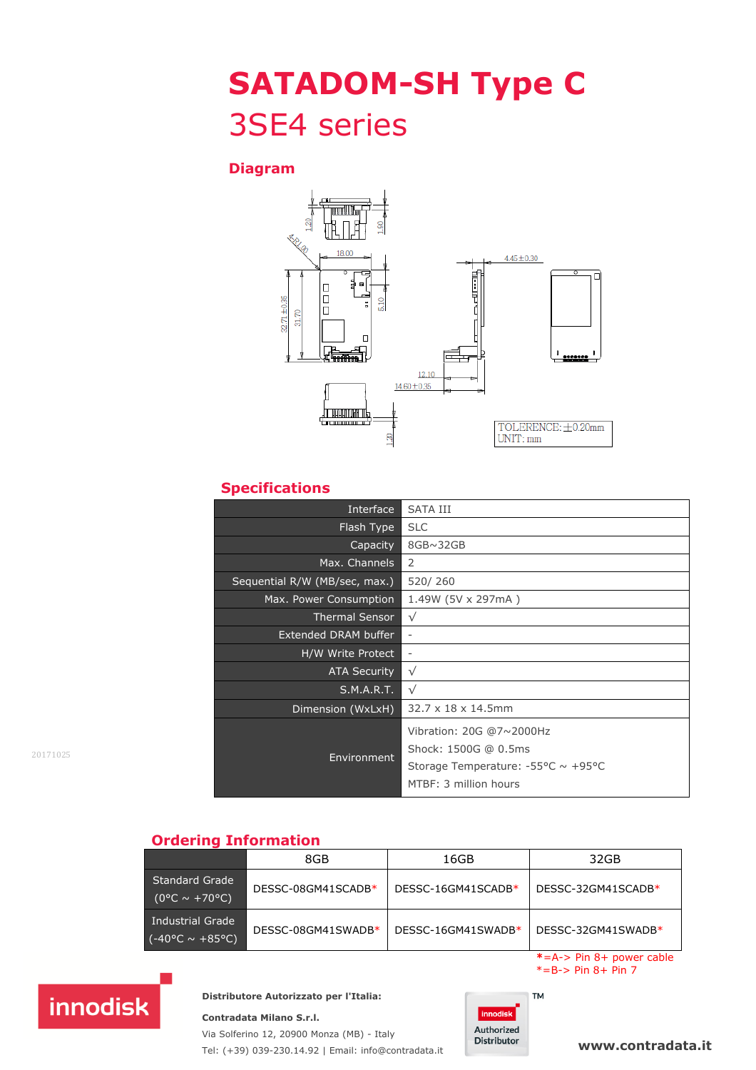# SATADOM-SH Type C

## 3SE4 series

### Diagram

1.20
1.80
4-R1.00
18.00
5.10
32.71±0.35
31.70
4.45±0.30
12.10
14.60±0.35
1.20

TOLERENCE: ±0.20mm
UNIT: mm

### Specifications

| | |
|---|---|
| Interface | SATA III |
| Flash Type | SLC |
| Capacity | 8GB~32GB |
| Max. Channels | 2 |
| Sequential R/W (MB/sec, max.) | 520/ 260 |
| Max. Power Consumption | 1.49W (5V x 297mA ) |
| Thermal Sensor | √ |
| Extended DRAM buffer | - |
| H/W Write Protect | - |
| ATA Security | √ |
| S.M.A.R.T. | √ |
| Dimension (WxLxH) | 32.7 x 18 x 14.5mm |
| Environment | Vibration: 20G @7~2000Hz<br>Shock: 1500G @ 0.5ms<br>Storage Temperature: -55°C ~ +95°C<br>MTBF: 3 million hours |

20171025

### Ordering Information

| | 8GB | 16GB | 32GB |
|---|---|---|---|
| Standard Grade (0°C ~ +70°C) | DESSC-08GM41SCADB* | DESSC-16GM41SCADB* | DESSC-32GM41SCADB* |
| Industrial Grade (-40°C ~ +85°C) | DESSC-08GM41SWADB* | DESSC-16GM41SWADB* | DESSC-32GM41SWADB* |

*=A-> Pin 8+ power cable
*=B-> Pin 8+ Pin 7

innodisk

**Distributore Autorizzato per l'Italia:**

**Contradata Milano S.r.l.**
Via Solferino 12, 20900 Monza (MB) - Italy
Tel: (+39) 039-230.14.92 | Email: info@contradata.it

innodisk Authorized Distributor ™

**www.contradata.it**